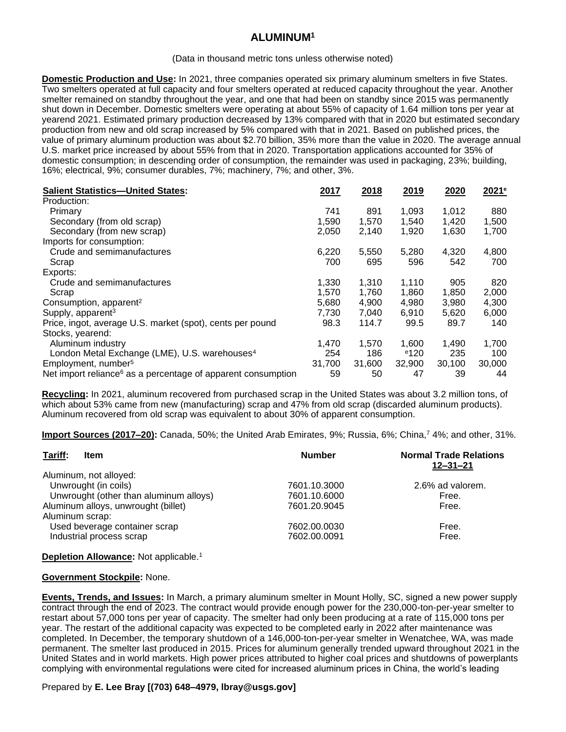# ALUMINUM[1]

(Data in thousand metric tons unless otherwise noted)

**Domestic Production and Use:** In 2021, three companies operated six primary aluminum smelters in five States. Two smelters operated at full capacity and four smelters operated at reduced capacity throughout the year. Another smelter remained on standby throughout the year, and one that had been on standby since 2015 was permanently shut down in December. Domestic smelters were operating at about 55% of capacity of 1.64 million tons per year at yearend 2021. Estimated primary production decreased by 13% compared with that in 2020 but estimated secondary production from new and old scrap increased by 5% compared with that in 2021. Based on published prices, the value of primary aluminum production was about $2.70 billion, 35% more than the value in 2020. The average annual U.S. market price increased by about 55% from that in 2020. Transportation applications accounted for 35% of domestic consumption; in descending order of consumption, the remainder was used in packaging, 23%; building, 16%; electrical, 9%; consumer durables, 7%; machinery, 7%; and other, 3%.

| Salient Statistics—United States: | 2017 | 2018 | 2019 | 2020 | 2021[e] |
|---|---|---|---|---|---|
| Production: | | | | | |
| Primary | 741 | 891 | 1,093 | 1,012 | 880 |
| Secondary (from old scrap) | 1,590 | 1,570 | 1,540 | 1,420 | 1,500 |
| Secondary (from new scrap) | 2,050 | 2,140 | 1,920 | 1,630 | 1,700 |
| Imports for consumption: | | | | | |
| Crude and semimanufactures | 6,220 | 5,550 | 5,280 | 4,320 | 4,800 |
| Scrap | 700 | 695 | 596 | 542 | 700 |
| Exports: | | | | | |
| Crude and semimanufactures | 1,330 | 1,310 | 1,110 | 905 | 820 |
| Scrap | 1,570 | 1,760 | 1,860 | 1,850 | 2,000 |
| Consumption, apparent[2] | 5,680 | 4,900 | 4,980 | 3,980 | 4,300 |
| Supply, apparent[3] | 7,730 | 7,040 | 6,910 | 5,620 | 6,000 |
| Price, ingot, average U.S. market (spot), cents per pound | 98.3 | 114.7 | 99.5 | 89.7 | 140 |
| Stocks, yearend: | | | | | |
| Aluminum industry | 1,470 | 1,570 | 1,600 | 1,490 | 1,700 |
| London Metal Exchange (LME), U.S. warehouses[4] | 254 | 186 | [e]120 | 235 | 100 |
| Employment, number[5] | 31,700 | 31,600 | 32,900 | 30,100 | 30,000 |
| Net import reliance[6] as a percentage of apparent consumption | 59 | 50 | 47 | 39 | 44 |

**Recycling:** In 2021, aluminum recovered from purchased scrap in the United States was about 3.2 million tons, of which about 53% came from new (manufacturing) scrap and 47% from old scrap (discarded aluminum products). Aluminum recovered from old scrap was equivalent to about 30% of apparent consumption.

**Import Sources (2017–20):** Canada, 50%; the United Arab Emirates, 9%; Russia, 6%; China,[7] 4%; and other, 31%.

| Tariff: Item | Number | Normal Trade Relations 12–31–21 |
|---|---|---|
| Aluminum, not alloyed: | | |
| Unwrought (in coils) | 7601.10.3000 | 2.6% ad valorem. |
| Unwrought (other than aluminum alloys) | 7601.10.6000 | Free. |
| Aluminum alloys, unwrought (billet) | 7601.20.9045 | Free. |
| Aluminum scrap: | | |
| Used beverage container scrap | 7602.00.0030 | Free. |
| Industrial process scrap | 7602.00.0091 | Free. |

**Depletion Allowance:** Not applicable.[1]

**Government Stockpile:** None.

**Events, Trends, and Issues:** In March, a primary aluminum smelter in Mount Holly, SC, signed a new power supply contract through the end of 2023. The contract would provide enough power for the 230,000-ton-per-year smelter to restart about 57,000 tons per year of capacity. The smelter had only been producing at a rate of 115,000 tons per year. The restart of the additional capacity was expected to be completed early in 2022 after maintenance was completed. In December, the temporary shutdown of a 146,000-ton-per-year smelter in Wenatchee, WA, was made permanent. The smelter last produced in 2015. Prices for aluminum generally trended upward throughout 2021 in the United States and in world markets. High power prices attributed to higher coal prices and shutdowns of powerplants complying with environmental regulations were cited for increased aluminum prices in China, the world's leading

Prepared by **E. Lee Bray [(703) 648–4979, lbray@usgs.gov]**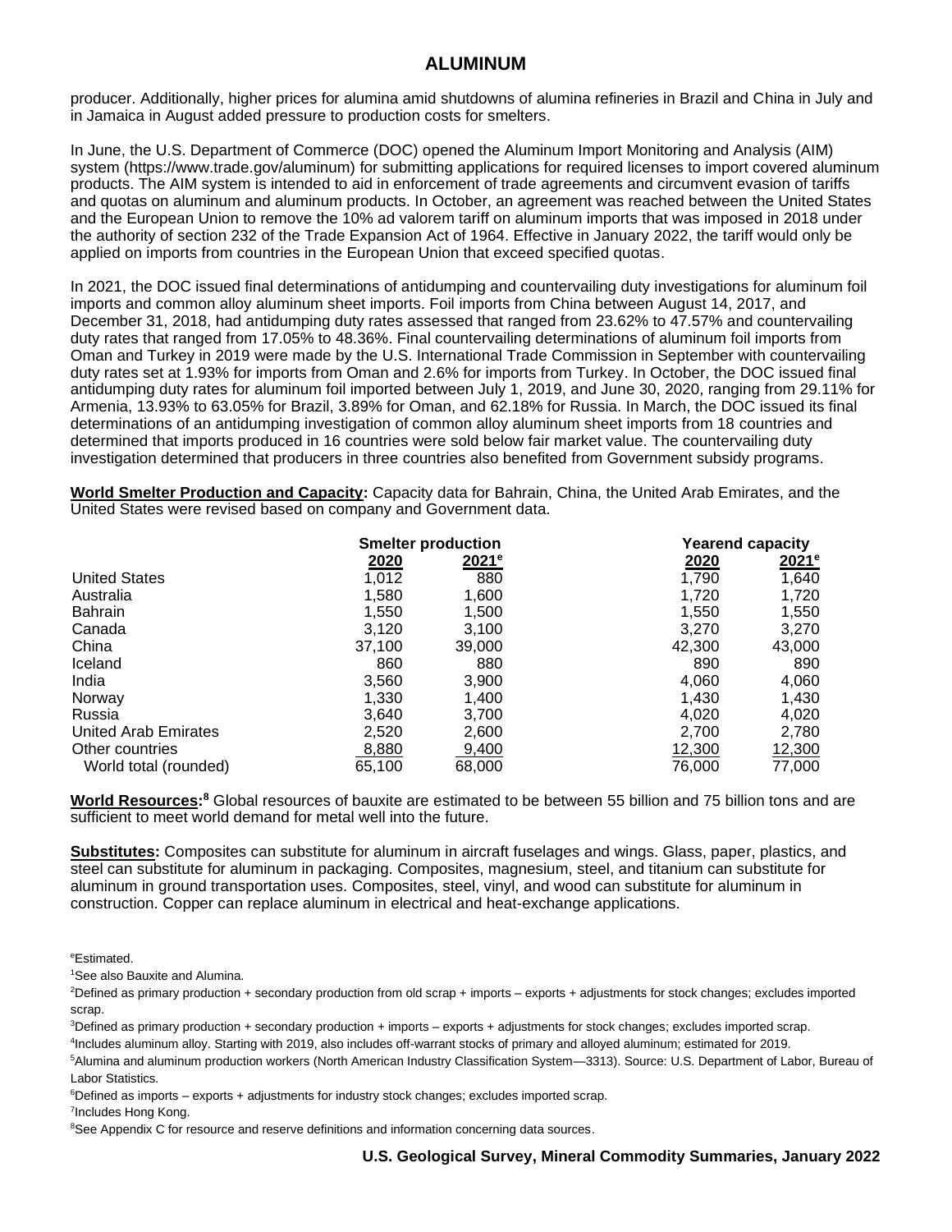producer. Additionally, higher prices for alumina amid shutdowns of alumina refineries in Brazil and China in July and in Jamaica in August added pressure to production costs for smelters.

In June, the U.S. Department of Commerce (DOC) opened the Aluminum Import Monitoring and Analysis (AIM) system (https://www.trade.gov/aluminum) for submitting applications for required licenses to import covered aluminum products. The AIM system is intended to aid in enforcement of trade agreements and circumvent evasion of tariffs and quotas on aluminum and aluminum products. In October, an agreement was reached between the United States and the European Union to remove the 10% ad valorem tariff on aluminum imports that was imposed in 2018 under the authority of section 232 of the Trade Expansion Act of 1964. Effective in January 2022, the tariff would only be applied on imports from countries in the European Union that exceed specified quotas.

In 2021, the DOC issued final determinations of antidumping and countervailing duty investigations for aluminum foil imports and common alloy aluminum sheet imports. Foil imports from China between August 14, 2017, and December 31, 2018, had antidumping duty rates assessed that ranged from 23.62% to 47.57% and countervailing duty rates that ranged from 17.05% to 48.36%. Final countervailing determinations of aluminum foil imports from Oman and Turkey in 2019 were made by the U.S. International Trade Commission in September with countervailing duty rates set at 1.93% for imports from Oman and 2.6% for imports from Turkey. In October, the DOC issued final antidumping duty rates for aluminum foil imported between July 1, 2019, and June 30, 2020, ranging from 29.11% for Armenia, 13.93% to 63.05% for Brazil, 3.89% for Oman, and 62.18% for Russia. In March, the DOC issued its final determinations of an antidumping investigation of common alloy aluminum sheet imports from 18 countries and determined that imports produced in 16 countries were sold below fair market value. The countervailing duty investigation determined that producers in three countries also benefited from Government subsidy programs.

**World Smelter Production and Capacity:** Capacity data for Bahrain, China, the United Arab Emirates, and the United States were revised based on company and Government data.

| | Smelter production | | Yearend capacity | |
|---|---|---|---|---|
| | 2020 | 2021[e] | 2020 | 2021[e] |
| United States | 1,012 | 880 | 1,790 | 1,640 |
| Australia | 1,580 | 1,600 | 1,720 | 1,720 |
| Bahrain | 1,550 | 1,500 | 1,550 | 1,550 |
| Canada | 3,120 | 3,100 | 3,270 | 3,270 |
| China | 37,100 | 39,000 | 42,300 | 43,000 |
| Iceland | 860 | 880 | 890 | 890 |
| India | 3,560 | 3,900 | 4,060 | 4,060 |
| Norway | 1,330 | 1,400 | 1,430 | 1,430 |
| Russia | 3,640 | 3,700 | 4,020 | 4,020 |
| United Arab Emirates | 2,520 | 2,600 | 2,700 | 2,780 |
| Other countries | 8,880 | 9,400 | 12,300 | 12,300 |
| World total (rounded) | 65,100 | 68,000 | 76,000 | 77,000 |

**World Resources:**[8] Global resources of bauxite are estimated to be between 55 billion and 75 billion tons and are sufficient to meet world demand for metal well into the future.

**Substitutes:** Composites can substitute for aluminum in aircraft fuselages and wings. Glass, paper, plastics, and steel can substitute for aluminum in packaging. Composites, magnesium, steel, and titanium can substitute for aluminum in ground transportation uses. Composites, steel, vinyl, and wood can substitute for aluminum in construction. Copper can replace aluminum in electrical and heat-exchange applications.

[e]Estimated.

[1]See also Bauxite and Alumina.

[2]Defined as primary production + secondary production from old scrap + imports – exports + adjustments for stock changes; excludes imported scrap.

[3]Defined as primary production + secondary production + imports – exports + adjustments for stock changes; excludes imported scrap.

[4]Includes aluminum alloy. Starting with 2019, also includes off-warrant stocks of primary and alloyed aluminum; estimated for 2019.

[5]Alumina and aluminum production workers (North American Industry Classification System—3313). Source: U.S. Department of Labor, Bureau of Labor Statistics.

[6]Defined as imports – exports + adjustments for industry stock changes; excludes imported scrap.

[7]Includes Hong Kong.

[8]See Appendix C for resource and reserve definitions and information concerning data sources.